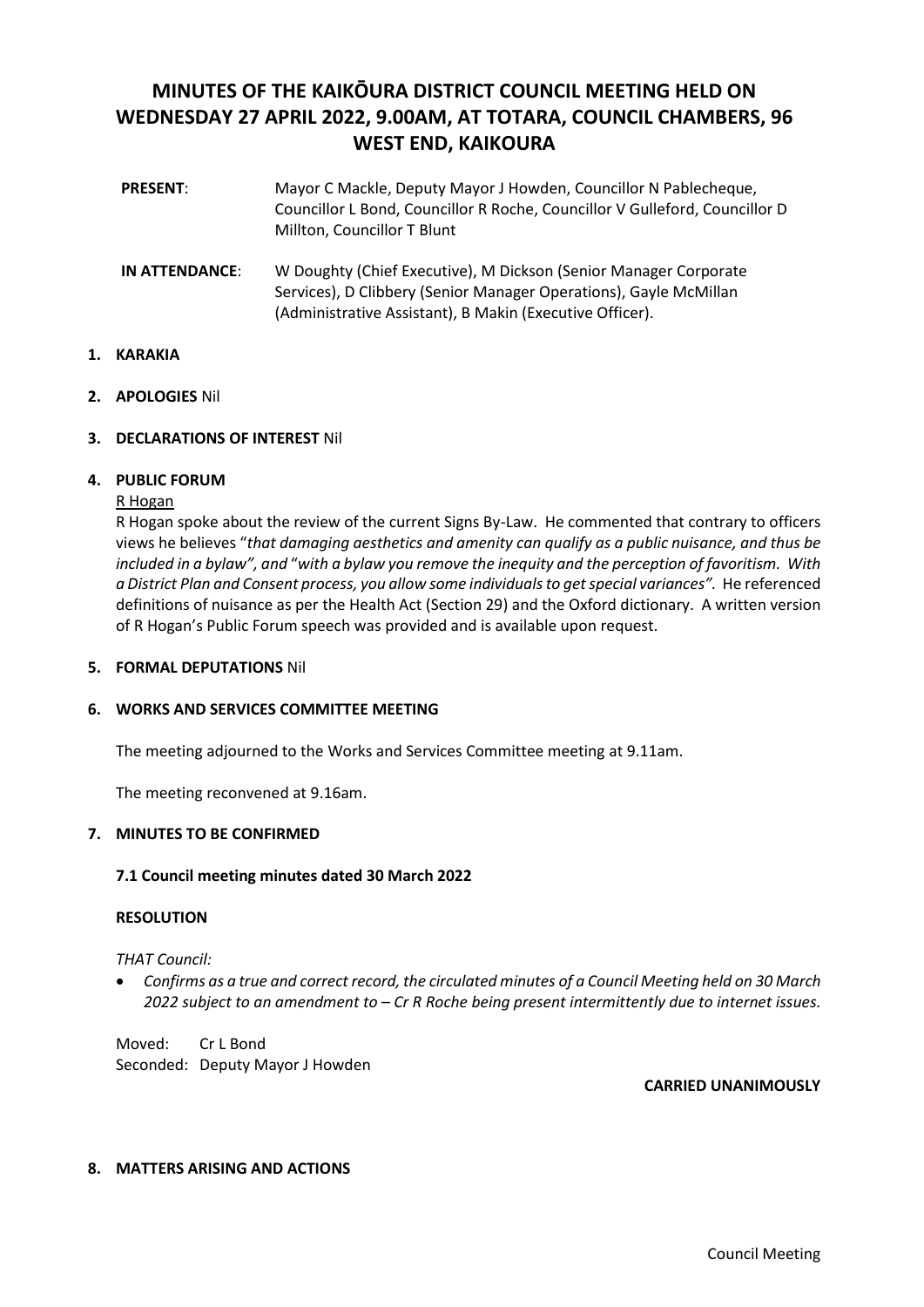# MINUTES OF THE KAIKŌURA DISTRICT COUNCIL MEETING HELD ON WEDNESDAY 27 APRIL 2022, 9.00AM, AT TOTARA, COUNCIL CHAMBERS, 96 WEST END, KAIKOURA

**PRESENT**: Mayor C Mackle, Deputy Mayor J Howden, Councillor N Pablecheque, Councillor L Bond, Councillor R Roche, Councillor V Gulleford, Councillor D Millton, Councillor T Blunt

**IN ATTENDANCE**: W Doughty (Chief Executive), M Dickson (Senior Manager Corporate Services), D Clibbery (Senior Manager Operations), Gayle McMillan (Administrative Assistant), B Makin (Executive Officer).

1. **KARAKIA**

2. **APOLOGIES** Nil

3. **DECLARATIONS OF INTEREST** Nil

4. **PUBLIC FORUM**

R Hogan

R Hogan spoke about the review of the current Signs By-Law. He commented that contrary to officers views he believes "*that damaging aesthetics and amenity can qualify as a public nuisance, and thus be included in a bylaw",* and "*with a bylaw you remove the inequity and the perception of favoritism. With a District Plan and Consent process, you allow some individuals to get special variances".* He referenced definitions of nuisance as per the Health Act (Section 29) and the Oxford dictionary. A written version of R Hogan's Public Forum speech was provided and is available upon request.

5. **FORMAL DEPUTATIONS** Nil

6. **WORKS AND SERVICES COMMITTEE MEETING**

The meeting adjourned to the Works and Services Committee meeting at 9.11am.

The meeting reconvened at 9.16am.

7. **MINUTES TO BE CONFIRMED**

**7.1 Council meeting minutes dated 30 March 2022**

**RESOLUTION**

*THAT Council:*

- *Confirms as a true and correct record, the circulated minutes of a Council Meeting held on 30 March 2022 subject to an amendment to – Cr R Roche being present intermittently due to internet issues.*

Moved: Cr L Bond
Seconded: Deputy Mayor J Howden

**CARRIED UNANIMOUSLY**

8. **MATTERS ARISING AND ACTIONS**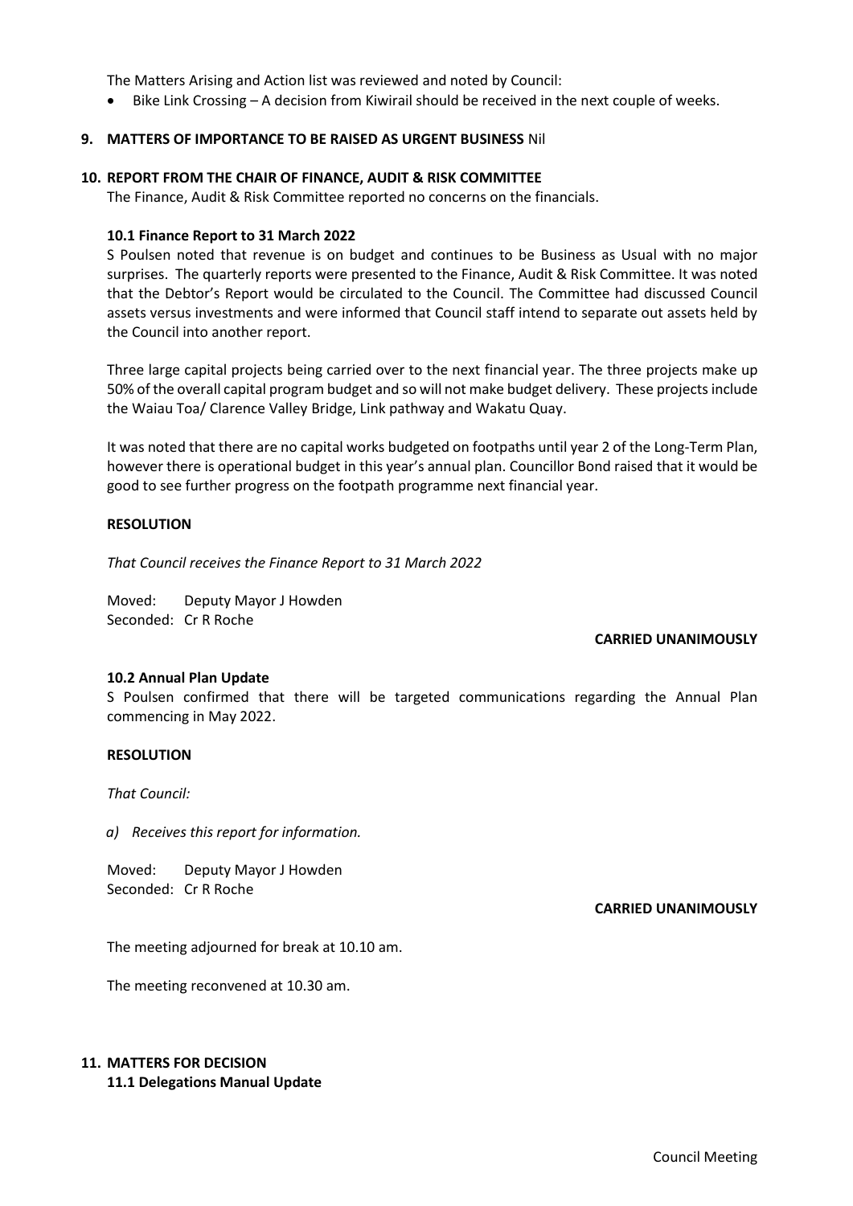The Matters Arising and Action list was reviewed and noted by Council:

- Bike Link Crossing – A decision from Kiwirail should be received in the next couple of weeks.

## 9. MATTERS OF IMPORTANCE TO BE RAISED AS URGENT BUSINESS Nil

## 10. REPORT FROM THE CHAIR OF FINANCE, AUDIT & RISK COMMITTEE

The Finance, Audit & Risk Committee reported no concerns on the financials.

### 10.1 Finance Report to 31 March 2022

S Poulsen noted that revenue is on budget and continues to be Business as Usual with no major surprises. The quarterly reports were presented to the Finance, Audit & Risk Committee. It was noted that the Debtor's Report would be circulated to the Council. The Committee had discussed Council assets versus investments and were informed that Council staff intend to separate out assets held by the Council into another report.

Three large capital projects being carried over to the next financial year. The three projects make up 50% of the overall capital program budget and so will not make budget delivery. These projects include the Waiau Toa/ Clarence Valley Bridge, Link pathway and Wakatu Quay.

It was noted that there are no capital works budgeted on footpaths until year 2 of the Long-Term Plan, however there is operational budget in this year's annual plan. Councillor Bond raised that it would be good to see further progress on the footpath programme next financial year.

**RESOLUTION**

*That Council receives the Finance Report to 31 March 2022*

Moved: Deputy Mayor J Howden
Seconded: Cr R Roche

**CARRIED UNANIMOUSLY**

### 10.2 Annual Plan Update

S Poulsen confirmed that there will be targeted communications regarding the Annual Plan commencing in May 2022.

**RESOLUTION**

*That Council:*

*a) Receives this report for information.*

Moved: Deputy Mayor J Howden
Seconded: Cr R Roche

**CARRIED UNANIMOUSLY**

The meeting adjourned for break at 10.10 am.

The meeting reconvened at 10.30 am.

## 11. MATTERS FOR DECISION

### 11.1 Delegations Manual Update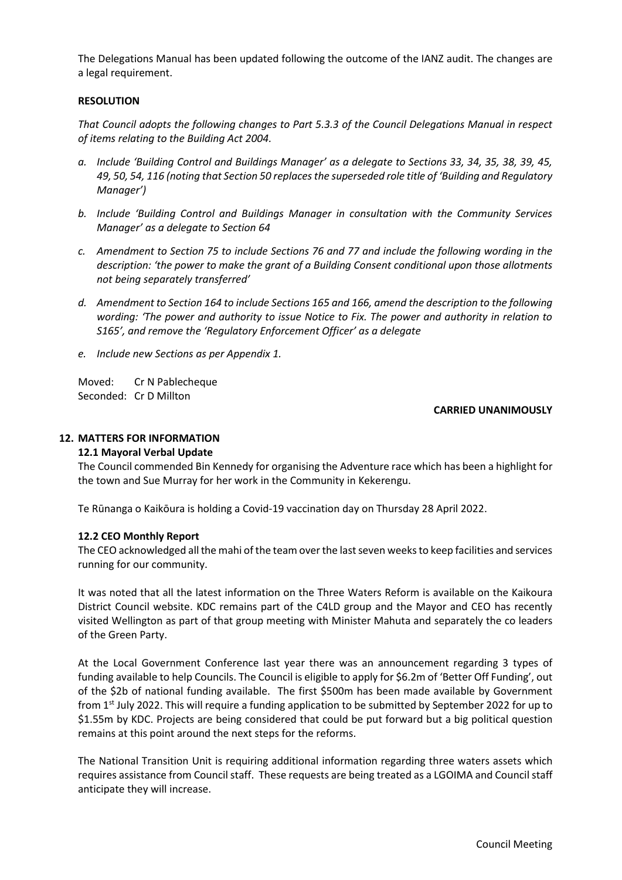The Delegations Manual has been updated following the outcome of the IANZ audit. The changes are a legal requirement.

**RESOLUTION**

*That Council adopts the following changes to Part 5.3.3 of the Council Delegations Manual in respect of items relating to the Building Act 2004.*

*a. Include 'Building Control and Buildings Manager' as a delegate to Sections 33, 34, 35, 38, 39, 45, 49, 50, 54, 116 (noting that Section 50 replaces the superseded role title of 'Building and Regulatory Manager')*

*b. Include 'Building Control and Buildings Manager in consultation with the Community Services Manager' as a delegate to Section 64*

*c. Amendment to Section 75 to include Sections 76 and 77 and include the following wording in the description: 'the power to make the grant of a Building Consent conditional upon those allotments not being separately transferred'*

*d. Amendment to Section 164 to include Sections 165 and 166, amend the description to the following wording: 'The power and authority to issue Notice to Fix. The power and authority in relation to S165', and remove the 'Regulatory Enforcement Officer' as a delegate*

*e. Include new Sections as per Appendix 1.*

Moved: Cr N Pablecheque
Seconded: Cr D Millton

**CARRIED UNANIMOUSLY**

## 12. MATTERS FOR INFORMATION

### 12.1 Mayoral Verbal Update

The Council commended Bin Kennedy for organising the Adventure race which has been a highlight for the town and Sue Murray for her work in the Community in Kekerengu.

Te Rūnanga o Kaikōura is holding a Covid-19 vaccination day on Thursday 28 April 2022.

### 12.2 CEO Monthly Report

The CEO acknowledged all the mahi of the team over the last seven weeks to keep facilities and services running for our community.

It was noted that all the latest information on the Three Waters Reform is available on the Kaikoura District Council website. KDC remains part of the C4LD group and the Mayor and CEO has recently visited Wellington as part of that group meeting with Minister Mahuta and separately the co leaders of the Green Party.

At the Local Government Conference last year there was an announcement regarding 3 types of funding available to help Councils. The Council is eligible to apply for $6.2m of 'Better Off Funding', out of the $2b of national funding available. The first $500m has been made available by Government from 1st July 2022. This will require a funding application to be submitted by September 2022 for up to $1.55m by KDC. Projects are being considered that could be put forward but a big political question remains at this point around the next steps for the reforms.

The National Transition Unit is requiring additional information regarding three waters assets which requires assistance from Council staff. These requests are being treated as a LGOIMA and Council staff anticipate they will increase.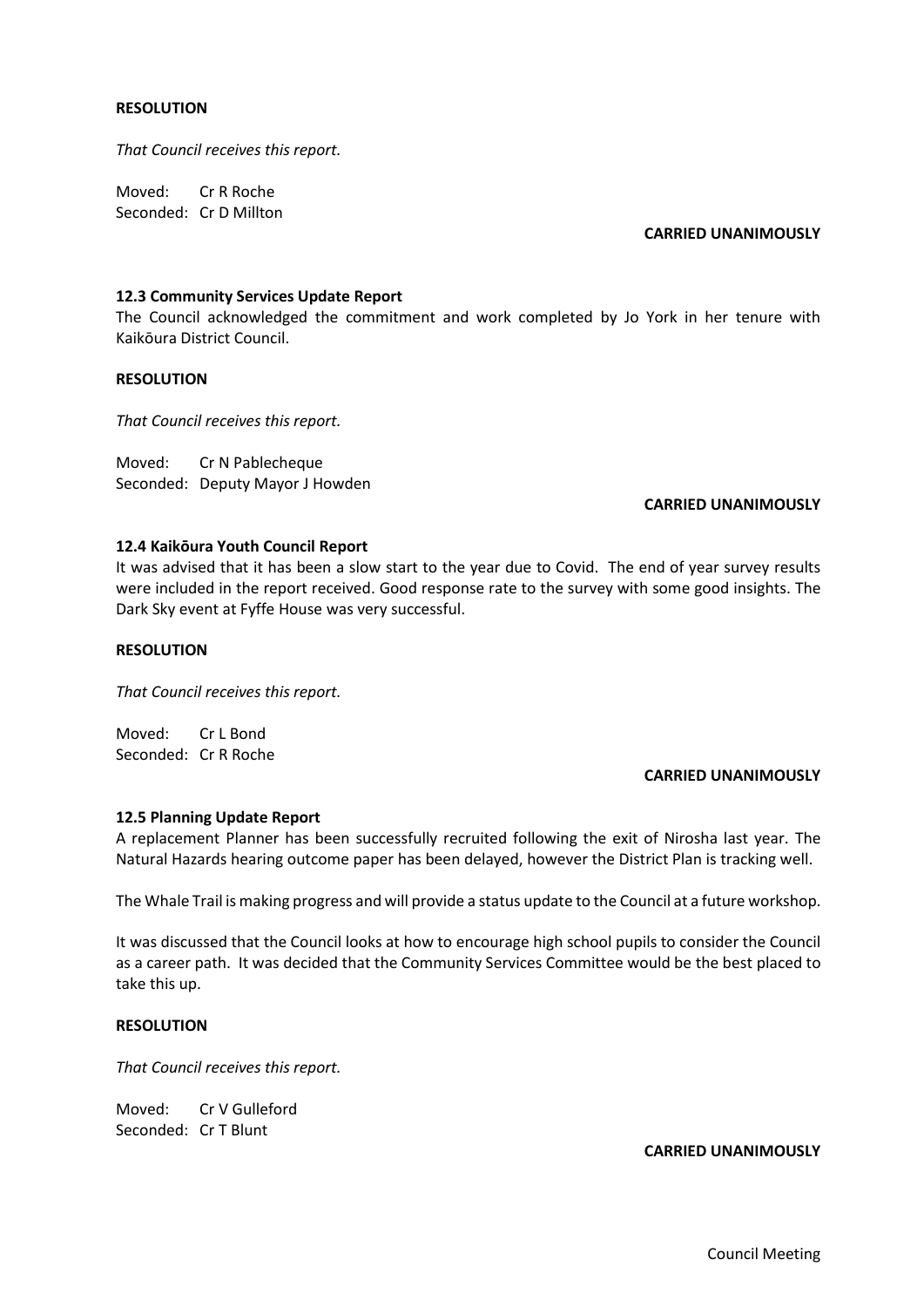**RESOLUTION**

*That Council receives this report.*

Moved: Cr R Roche
Seconded: Cr D Millton

**CARRIED UNANIMOUSLY**

**12.3 Community Services Update Report**

The Council acknowledged the commitment and work completed by Jo York in her tenure with Kaikōura District Council.

**RESOLUTION**

*That Council receives this report.*

Moved: Cr N Pablecheque
Seconded: Deputy Mayor J Howden

**CARRIED UNANIMOUSLY**

**12.4 Kaikōura Youth Council Report**

It was advised that it has been a slow start to the year due to Covid. The end of year survey results were included in the report received. Good response rate to the survey with some good insights. The Dark Sky event at Fyffe House was very successful.

**RESOLUTION**

*That Council receives this report.*

Moved: Cr L Bond
Seconded: Cr R Roche

**CARRIED UNANIMOUSLY**

**12.5 Planning Update Report**

A replacement Planner has been successfully recruited following the exit of Nirosha last year. The Natural Hazards hearing outcome paper has been delayed, however the District Plan is tracking well.

The Whale Trail is making progress and will provide a status update to the Council at a future workshop.

It was discussed that the Council looks at how to encourage high school pupils to consider the Council as a career path. It was decided that the Community Services Committee would be the best placed to take this up.

**RESOLUTION**

*That Council receives this report.*

Moved: Cr V Gulleford
Seconded: Cr T Blunt

**CARRIED UNANIMOUSLY**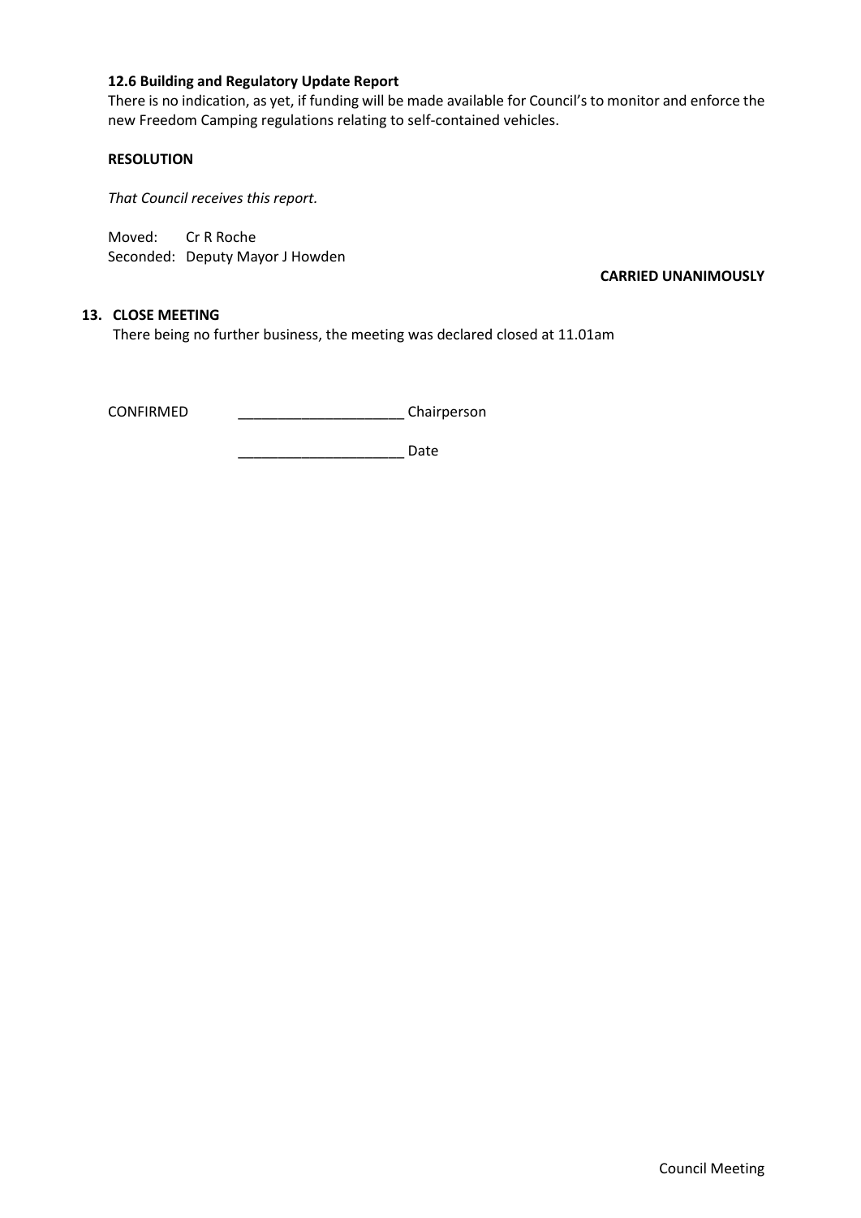### 12.6 Building and Regulatory Update Report

There is no indication, as yet, if funding will be made available for Council's to monitor and enforce the new Freedom Camping regulations relating to self-contained vehicles.

**RESOLUTION**

*That Council receives this report.*

Moved: Cr R Roche
Seconded: Deputy Mayor J Howden

**CARRIED UNANIMOUSLY**

## 13. CLOSE MEETING

There being no further business, the meeting was declared closed at 11.01am

CONFIRMED _____________________ Chairperson

_____________________ Date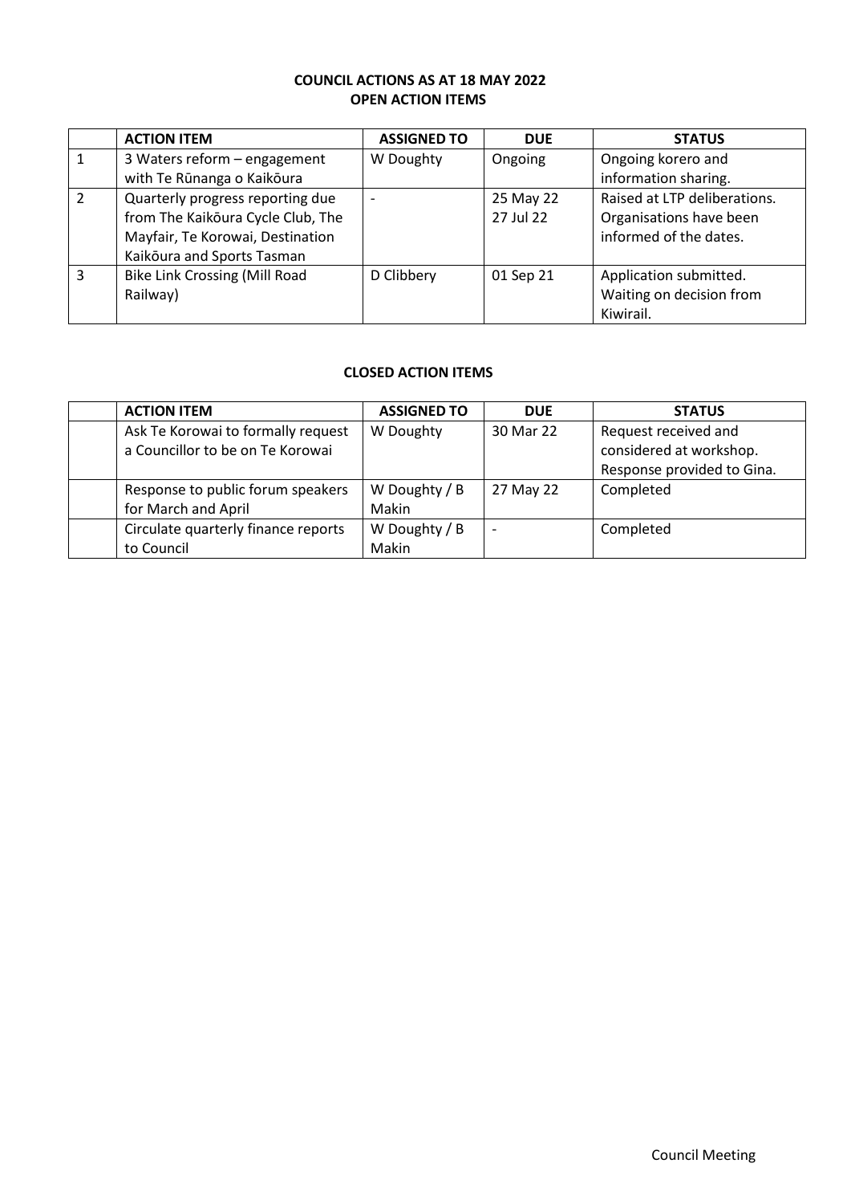**COUNCIL ACTIONS AS AT 18 MAY 2022**
**OPEN ACTION ITEMS**

| | ACTION ITEM | ASSIGNED TO | DUE | STATUS |
|---|---|---|---|---|
| 1 | 3 Waters reform – engagement with Te Rūnanga o Kaikōura | W Doughty | Ongoing | Ongoing korero and information sharing. |
| 2 | Quarterly progress reporting due from The Kaikōura Cycle Club, The Mayfair, Te Korowai, Destination Kaikōura and Sports Tasman | - | 25 May 22 27 Jul 22 | Raised at LTP deliberations. Organisations have been informed of the dates. |
| 3 | Bike Link Crossing (Mill Road Railway) | D Clibbery | 01 Sep 21 | Application submitted. Waiting on decision from Kiwirail. |

**CLOSED ACTION ITEMS**

| | ACTION ITEM | ASSIGNED TO | DUE | STATUS |
|---|---|---|---|---|
| | Ask Te Korowai to formally request a Councillor to be on Te Korowai | W Doughty | 30 Mar 22 | Request received and considered at workshop. Response provided to Gina. |
| | Response to public forum speakers for March and April | W Doughty / B Makin | 27 May 22 | Completed |
| | Circulate quarterly finance reports to Council | W Doughty / B Makin | - | Completed |